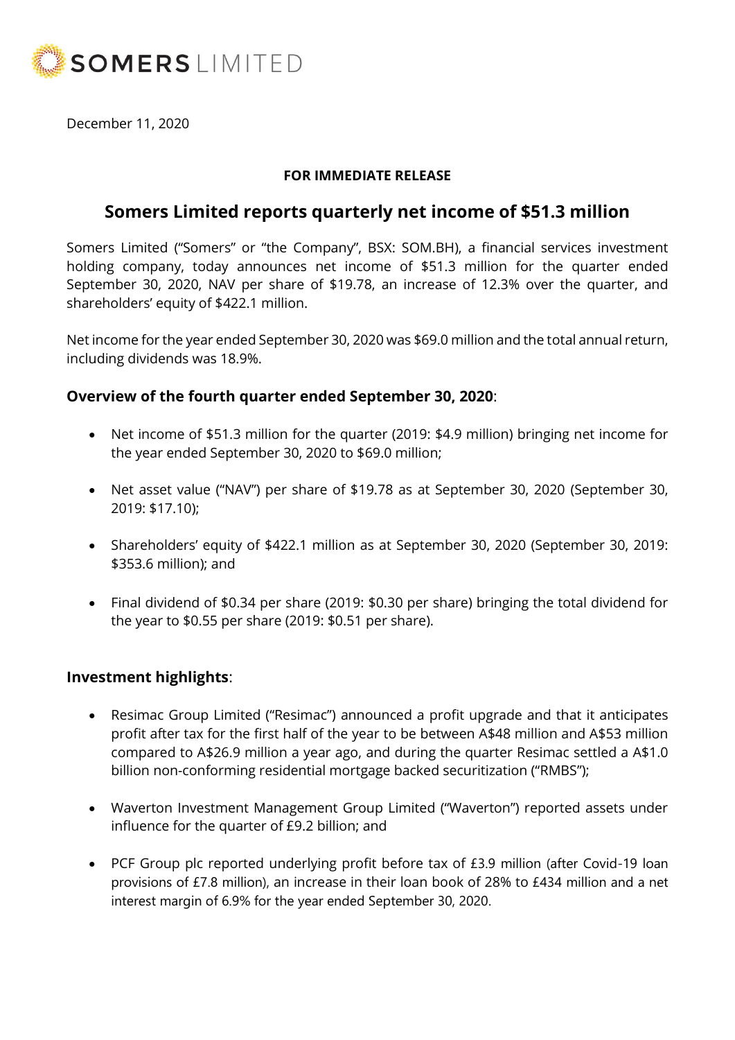SOMERS LIMITED

December 11, 2020

**FOR IMMEDIATE RELEASE**

# Somers Limited reports quarterly net income of $51.3 million

Somers Limited ("Somers" or "the Company", BSX: SOM.BH), a financial services investment holding company, today announces net income of $51.3 million for the quarter ended September 30, 2020, NAV per share of $19.78, an increase of 12.3% over the quarter, and shareholders' equity of $422.1 million.

Net income for the year ended September 30, 2020 was $69.0 million and the total annual return, including dividends was 18.9%.

## Overview of the fourth quarter ended September 30, 2020:

- Net income of $51.3 million for the quarter (2019: $4.9 million) bringing net income for the year ended September 30, 2020 to $69.0 million;
- Net asset value ("NAV") per share of $19.78 as at September 30, 2020 (September 30, 2019: $17.10);
- Shareholders' equity of $422.1 million as at September 30, 2020 (September 30, 2019: $353.6 million); and
- Final dividend of $0.34 per share (2019: $0.30 per share) bringing the total dividend for the year to $0.55 per share (2019: $0.51 per share).

## Investment highlights:

- Resimac Group Limited ("Resimac") announced a profit upgrade and that it anticipates profit after tax for the first half of the year to be between A$48 million and A$53 million compared to A$26.9 million a year ago, and during the quarter Resimac settled a A$1.0 billion non-conforming residential mortgage backed securitization ("RMBS");
- Waverton Investment Management Group Limited ("Waverton") reported assets under influence for the quarter of £9.2 billion; and
- PCF Group plc reported underlying profit before tax of £3.9 million (after Covid-19 loan provisions of £7.8 million), an increase in their loan book of 28% to £434 million and a net interest margin of 6.9% for the year ended September 30, 2020.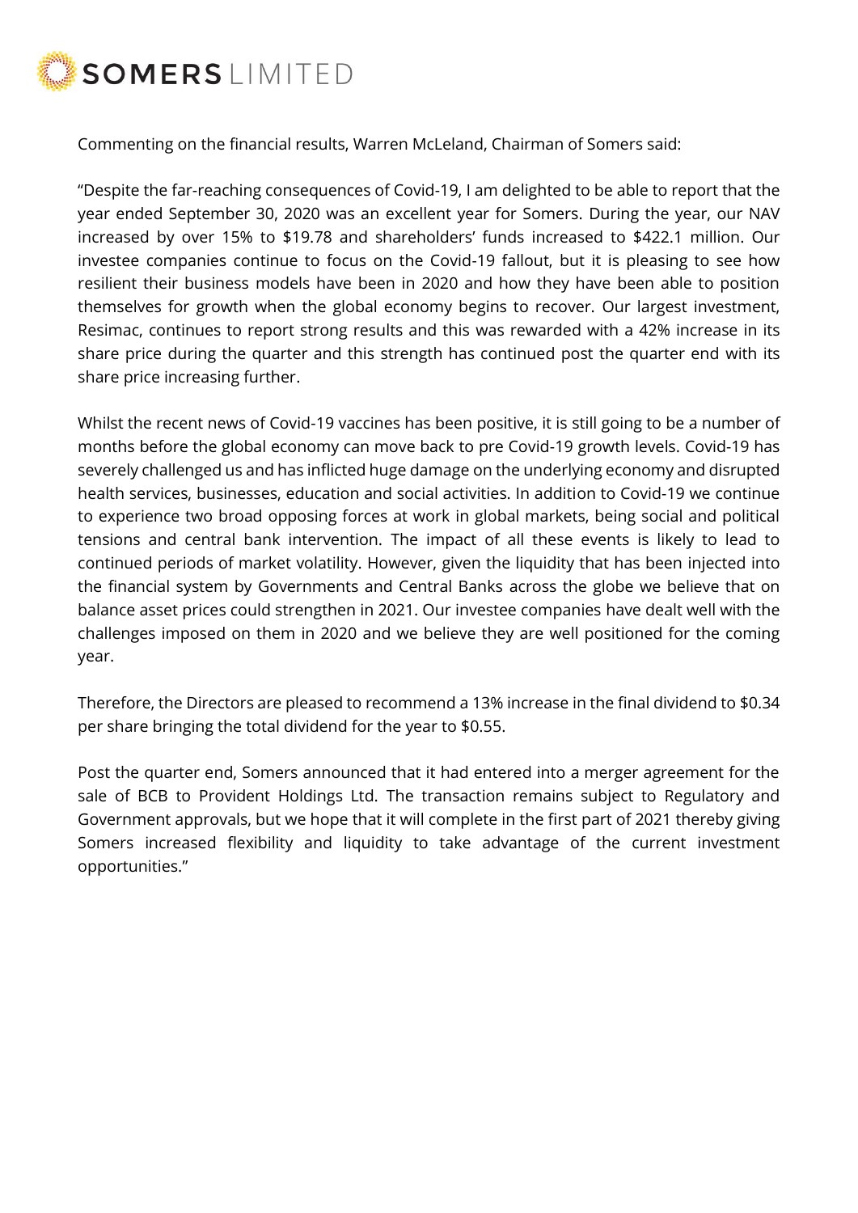Commenting on the financial results, Warren McLeland, Chairman of Somers said:

"Despite the far-reaching consequences of Covid-19, I am delighted to be able to report that the year ended September 30, 2020 was an excellent year for Somers. During the year, our NAV increased by over 15% to $19.78 and shareholders' funds increased to $422.1 million. Our investee companies continue to focus on the Covid-19 fallout, but it is pleasing to see how resilient their business models have been in 2020 and how they have been able to position themselves for growth when the global economy begins to recover. Our largest investment, Resimac, continues to report strong results and this was rewarded with a 42% increase in its share price during the quarter and this strength has continued post the quarter end with its share price increasing further.

Whilst the recent news of Covid-19 vaccines has been positive, it is still going to be a number of months before the global economy can move back to pre Covid-19 growth levels. Covid-19 has severely challenged us and has inflicted huge damage on the underlying economy and disrupted health services, businesses, education and social activities. In addition to Covid-19 we continue to experience two broad opposing forces at work in global markets, being social and political tensions and central bank intervention. The impact of all these events is likely to lead to continued periods of market volatility. However, given the liquidity that has been injected into the financial system by Governments and Central Banks across the globe we believe that on balance asset prices could strengthen in 2021. Our investee companies have dealt well with the challenges imposed on them in 2020 and we believe they are well positioned for the coming year.

Therefore, the Directors are pleased to recommend a 13% increase in the final dividend to $0.34 per share bringing the total dividend for the year to $0.55.

Post the quarter end, Somers announced that it had entered into a merger agreement for the sale of BCB to Provident Holdings Ltd. The transaction remains subject to Regulatory and Government approvals, but we hope that it will complete in the first part of 2021 thereby giving Somers increased flexibility and liquidity to take advantage of the current investment opportunities."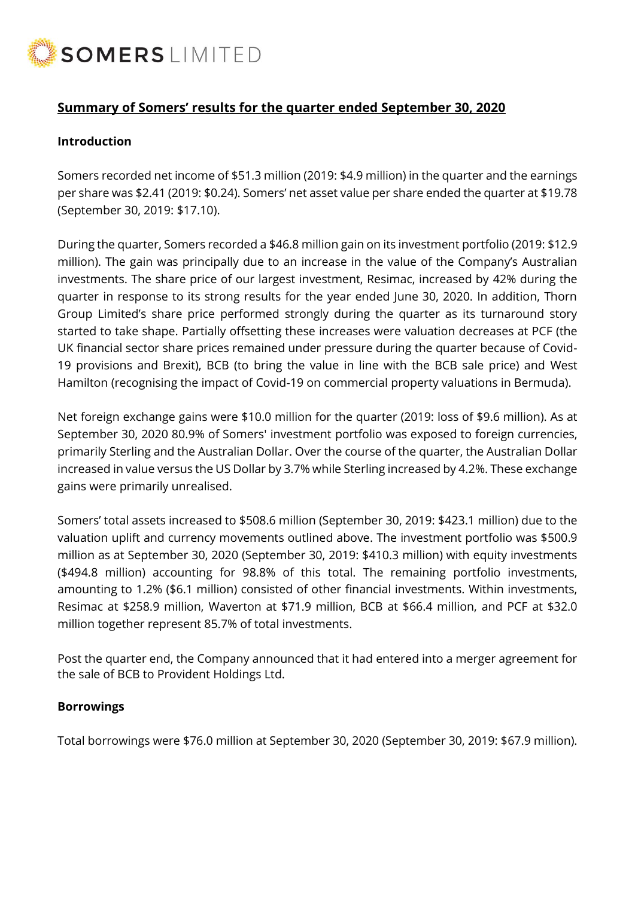## Summary of Somers' results for the quarter ended September 30, 2020

### Introduction

Somers recorded net income of $51.3 million (2019: $4.9 million) in the quarter and the earnings per share was $2.41 (2019: $0.24). Somers' net asset value per share ended the quarter at $19.78 (September 30, 2019: $17.10).

During the quarter, Somers recorded a $46.8 million gain on its investment portfolio (2019: $12.9 million). The gain was principally due to an increase in the value of the Company's Australian investments. The share price of our largest investment, Resimac, increased by 42% during the quarter in response to its strong results for the year ended June 30, 2020. In addition, Thorn Group Limited's share price performed strongly during the quarter as its turnaround story started to take shape. Partially offsetting these increases were valuation decreases at PCF (the UK financial sector share prices remained under pressure during the quarter because of Covid-19 provisions and Brexit), BCB (to bring the value in line with the BCB sale price) and West Hamilton (recognising the impact of Covid-19 on commercial property valuations in Bermuda).

Net foreign exchange gains were $10.0 million for the quarter (2019: loss of $9.6 million). As at September 30, 2020 80.9% of Somers' investment portfolio was exposed to foreign currencies, primarily Sterling and the Australian Dollar. Over the course of the quarter, the Australian Dollar increased in value versus the US Dollar by 3.7% while Sterling increased by 4.2%. These exchange gains were primarily unrealised.

Somers' total assets increased to $508.6 million (September 30, 2019: $423.1 million) due to the valuation uplift and currency movements outlined above. The investment portfolio was $500.9 million as at September 30, 2020 (September 30, 2019: $410.3 million) with equity investments ($494.8 million) accounting for 98.8% of this total. The remaining portfolio investments, amounting to 1.2% ($6.1 million) consisted of other financial investments. Within investments, Resimac at $258.9 million, Waverton at $71.9 million, BCB at $66.4 million, and PCF at $32.0 million together represent 85.7% of total investments.

Post the quarter end, the Company announced that it had entered into a merger agreement for the sale of BCB to Provident Holdings Ltd.

### Borrowings

Total borrowings were $76.0 million at September 30, 2020 (September 30, 2019: $67.9 million).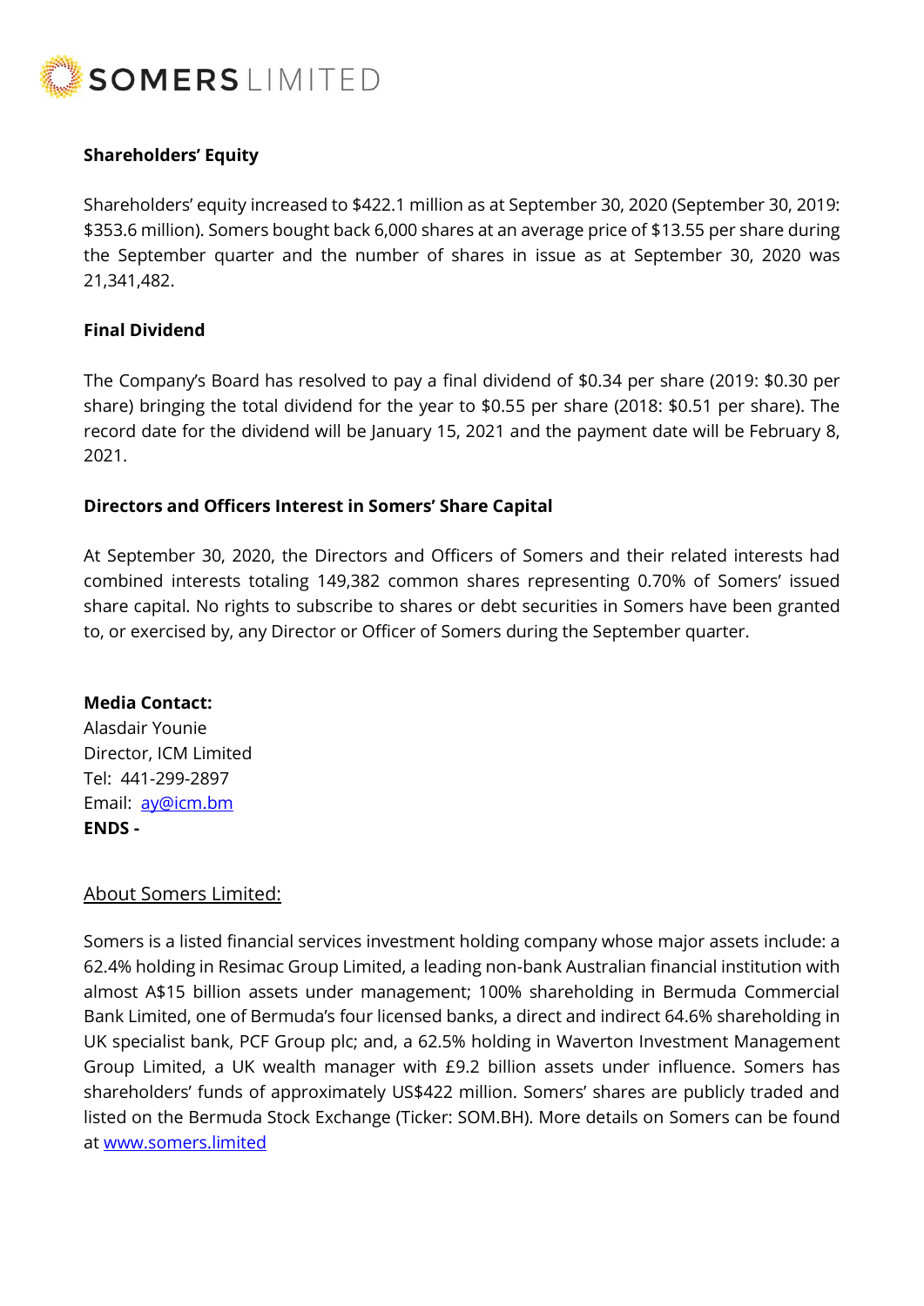### Shareholders' Equity

Shareholders' equity increased to $422.1 million as at September 30, 2020 (September 30, 2019: $353.6 million). Somers bought back 6,000 shares at an average price of $13.55 per share during the September quarter and the number of shares in issue as at September 30, 2020 was 21,341,482.

### Final Dividend

The Company's Board has resolved to pay a final dividend of $0.34 per share (2019: $0.30 per share) bringing the total dividend for the year to $0.55 per share (2018: $0.51 per share). The record date for the dividend will be January 15, 2021 and the payment date will be February 8, 2021.

### Directors and Officers Interest in Somers' Share Capital

At September 30, 2020, the Directors and Officers of Somers and their related interests had combined interests totaling 149,382 common shares representing 0.70% of Somers' issued share capital. No rights to subscribe to shares or debt securities in Somers have been granted to, or exercised by, any Director or Officer of Somers during the September quarter.

**Media Contact:**
Alasdair Younie
Director, ICM Limited
Tel: 441-299-2897
Email: [ay@icm.bm](mailto:ay@icm.bm)
**ENDS -**

About Somers Limited:

Somers is a listed financial services investment holding company whose major assets include: a 62.4% holding in Resimac Group Limited, a leading non-bank Australian financial institution with almost A$15 billion assets under management; 100% shareholding in Bermuda Commercial Bank Limited, one of Bermuda's four licensed banks, a direct and indirect 64.6% shareholding in UK specialist bank, PCF Group plc; and, a 62.5% holding in Waverton Investment Management Group Limited, a UK wealth manager with £9.2 billion assets under influence. Somers has shareholders' funds of approximately US$422 million. Somers' shares are publicly traded and listed on the Bermuda Stock Exchange (Ticker: SOM.BH). More details on Somers can be found at [www.somers.limited](http://www.somers.limited)